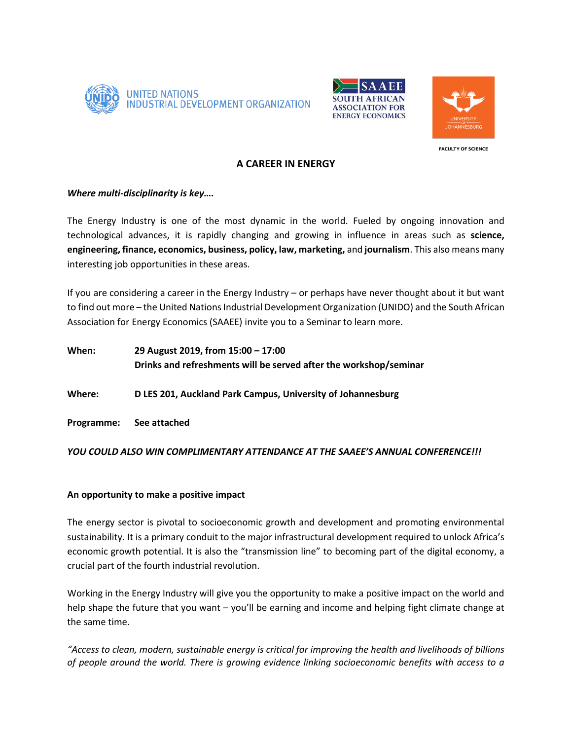UNITED NATIONS
INDUSTRIAL DEVELOPMENT ORGANIZATION

SAAEE
SOUTH AFRICAN ASSOCIATION FOR ENERGY ECONOMICS

UNIVERSITY OF JOHANNESBURG

FACULTY OF SCIENCE

# A CAREER IN ENERGY

***Where multi-disciplinarity is key….***

The Energy Industry is one of the most dynamic in the world. Fueled by ongoing innovation and technological advances, it is rapidly changing and growing in influence in areas such as **science, engineering, finance, economics, business, policy, law, marketing,** and **journalism**. This also means many interesting job opportunities in these areas.

If you are considering a career in the Energy Industry – or perhaps have never thought about it but want to find out more – the United Nations Industrial Development Organization (UNIDO) and the South African Association for Energy Economics (SAAEE) invite you to a Seminar to learn more.

**When:** **29 August 2019, from 15:00 – 17:00**
**Drinks and refreshments will be served after the workshop/seminar**

**Where:** **D LES 201, Auckland Park Campus, University of Johannesburg**

**Programme:** **See attached**

***YOU COULD ALSO WIN COMPLIMENTARY ATTENDANCE AT THE SAAEE'S ANNUAL CONFERENCE!!!***

**An opportunity to make a positive impact**

The energy sector is pivotal to socioeconomic growth and development and promoting environmental sustainability. It is a primary conduit to the major infrastructural development required to unlock Africa's economic growth potential. It is also the "transmission line" to becoming part of the digital economy, a crucial part of the fourth industrial revolution.

Working in the Energy Industry will give you the opportunity to make a positive impact on the world and help shape the future that you want – you'll be earning and income and helping fight climate change at the same time.

*"Access to clean, modern, sustainable energy is critical for improving the health and livelihoods of billions of people around the world. There is growing evidence linking socioeconomic benefits with access to a*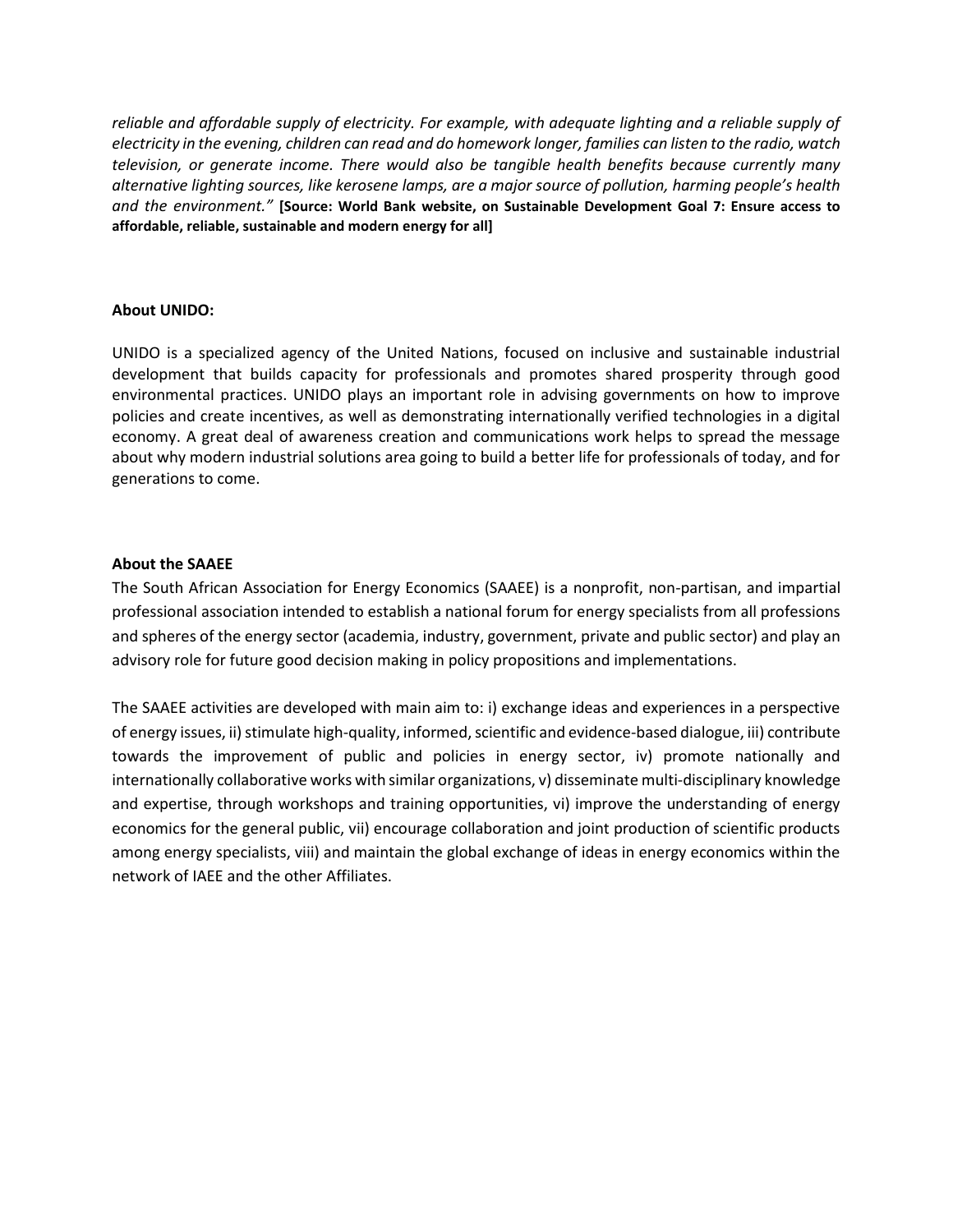*reliable and affordable supply of electricity. For example, with adequate lighting and a reliable supply of electricity in the evening, children can read and do homework longer, families can listen to the radio, watch television, or generate income. There would also be tangible health benefits because currently many alternative lighting sources, like kerosene lamps, are a major source of pollution, harming people's health and the environment."* **[Source: World Bank website, on Sustainable Development Goal 7: Ensure access to affordable, reliable, sustainable and modern energy for all]**

**About UNIDO:**

UNIDO is a specialized agency of the United Nations, focused on inclusive and sustainable industrial development that builds capacity for professionals and promotes shared prosperity through good environmental practices. UNIDO plays an important role in advising governments on how to improve policies and create incentives, as well as demonstrating internationally verified technologies in a digital economy. A great deal of awareness creation and communications work helps to spread the message about why modern industrial solutions area going to build a better life for professionals of today, and for generations to come.

**About the SAAEE**

The South African Association for Energy Economics (SAAEE) is a nonprofit, non-partisan, and impartial professional association intended to establish a national forum for energy specialists from all professions and spheres of the energy sector (academia, industry, government, private and public sector) and play an advisory role for future good decision making in policy propositions and implementations.

The SAAEE activities are developed with main aim to: i) exchange ideas and experiences in a perspective of energy issues, ii) stimulate high-quality, informed, scientific and evidence-based dialogue, iii) contribute towards the improvement of public and policies in energy sector, iv) promote nationally and internationally collaborative works with similar organizations, v) disseminate multi-disciplinary knowledge and expertise, through workshops and training opportunities, vi) improve the understanding of energy economics for the general public, vii) encourage collaboration and joint production of scientific products among energy specialists, viii) and maintain the global exchange of ideas in energy economics within the network of IAEE and the other Affiliates.